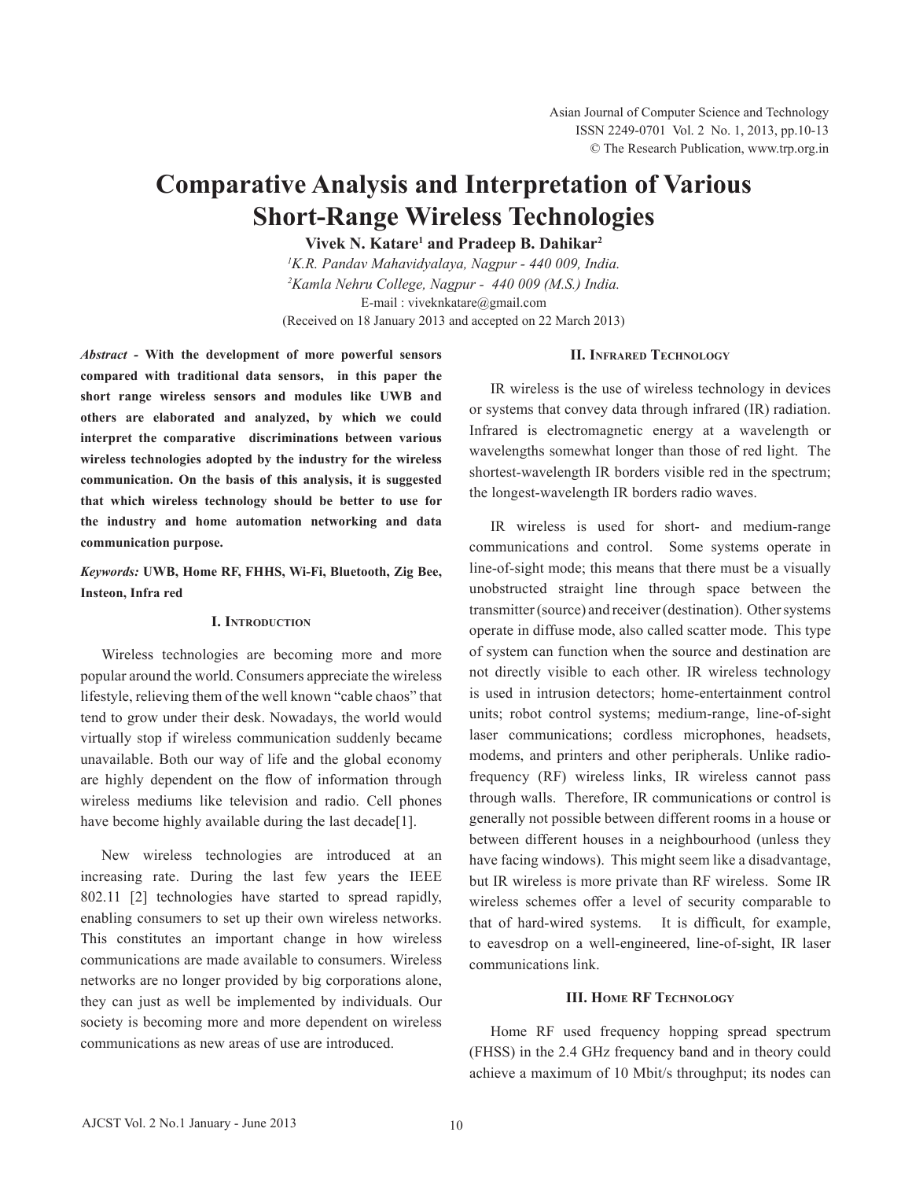# Comparative Analysis and Interpretation of Various Short-Range Wireless Technologies

**Vivek N. Katare[1] and Pradeep B. Dahikar[2]**

[1]*K.R. Pandav Mahavidyalaya, Nagpur - 440 009, India.*
[2]*Kamla Nehru College, Nagpur - 440 009 (M.S.) India.*
E-mail : viveknkatare@gmail.com
(Received on 18 January 2013 and accepted on 22 March 2013)

***Abstract* - With the development of more powerful sensors compared with traditional data sensors, in this paper the short range wireless sensors and modules like UWB and others are elaborated and analyzed, by which we could interpret the comparative discriminations between various wireless technologies adopted by the industry for the wireless communication. On the basis of this analysis, it is suggested that which wireless technology should be better to use for the industry and home automation networking and data communication purpose.**

***Keywords:* UWB, Home RF, FHHS, Wi-Fi, Bluetooth, Zig Bee, Insteon, Infra red**

## I. Introduction

Wireless technologies are becoming more and more popular around the world. Consumers appreciate the wireless lifestyle, relieving them of the well known "cable chaos" that tend to grow under their desk. Nowadays, the world would virtually stop if wireless communication suddenly became unavailable. Both our way of life and the global economy are highly dependent on the flow of information through wireless mediums like television and radio. Cell phones have become highly available during the last decade[1].

New wireless technologies are introduced at an increasing rate. During the last few years the IEEE 802.11 [2] technologies have started to spread rapidly, enabling consumers to set up their own wireless networks. This constitutes an important change in how wireless communications are made available to consumers. Wireless networks are no longer provided by big corporations alone, they can just as well be implemented by individuals. Our society is becoming more and more dependent on wireless communications as new areas of use are introduced.

## II. Infrared Technology

IR wireless is the use of wireless technology in devices or systems that convey data through infrared (IR) radiation. Infrared is electromagnetic energy at a wavelength or wavelengths somewhat longer than those of red light. The shortest-wavelength IR borders visible red in the spectrum; the longest-wavelength IR borders radio waves.

IR wireless is used for short- and medium-range communications and control. Some systems operate in line-of-sight mode; this means that there must be a visually unobstructed straight line through space between the transmitter (source) and receiver (destination). Other systems operate in diffuse mode, also called scatter mode. This type of system can function when the source and destination are not directly visible to each other. IR wireless technology is used in intrusion detectors; home-entertainment control units; robot control systems; medium-range, line-of-sight laser communications; cordless microphones, headsets, modems, and printers and other peripherals. Unlike radio-frequency (RF) wireless links, IR wireless cannot pass through walls. Therefore, IR communications or control is generally not possible between different rooms in a house or between different houses in a neighbourhood (unless they have facing windows). This might seem like a disadvantage, but IR wireless is more private than RF wireless. Some IR wireless schemes offer a level of security comparable to that of hard-wired systems. It is difficult, for example, to eavesdrop on a well-engineered, line-of-sight, IR laser communications link.

## III. Home RF Technology

Home RF used frequency hopping spread spectrum (FHSS) in the 2.4 GHz frequency band and in theory could achieve a maximum of 10 Mbit/s throughput; its nodes can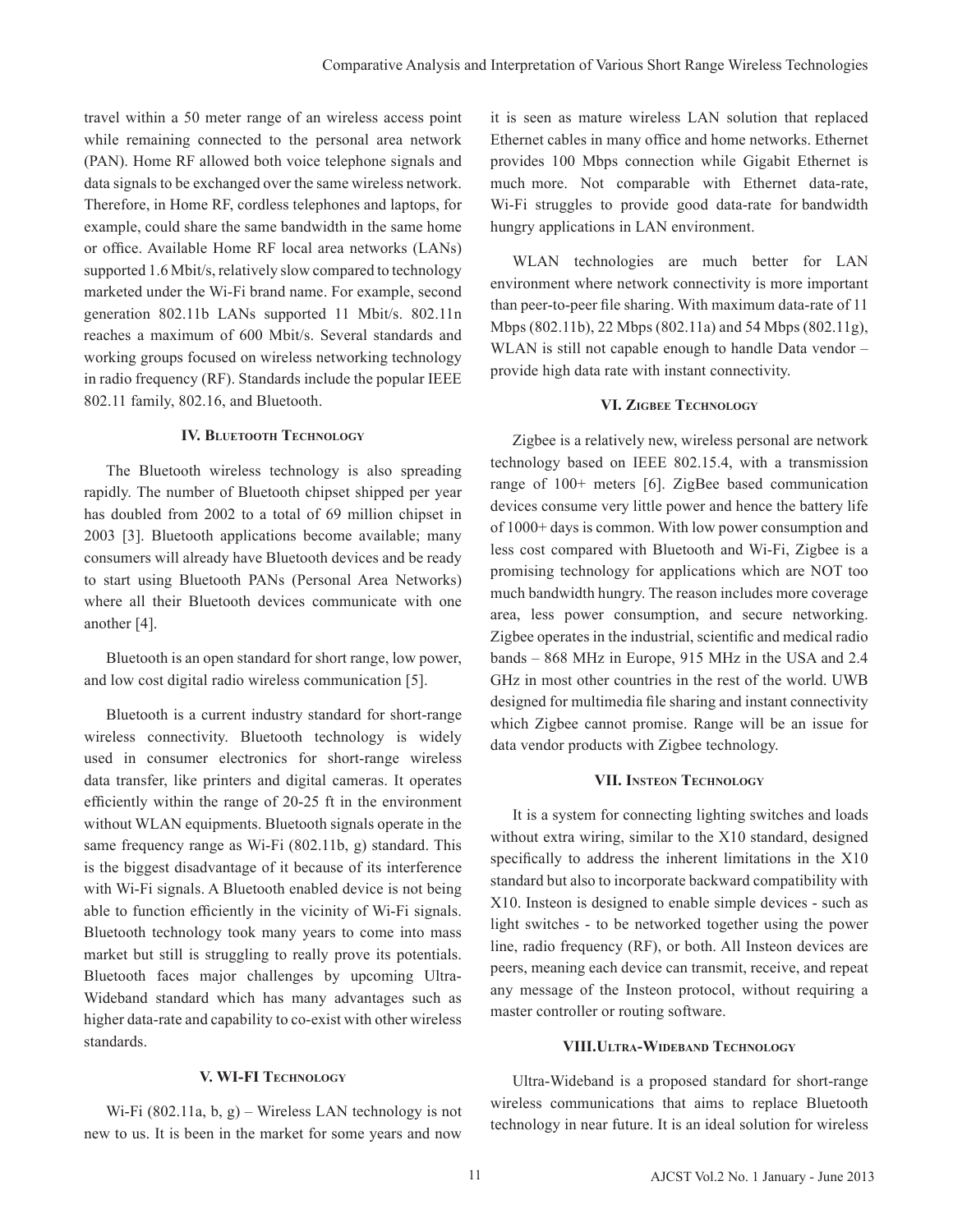travel within a 50 meter range of an wireless access point while remaining connected to the personal area network (PAN). Home RF allowed both voice telephone signals and data signals to be exchanged over the same wireless network. Therefore, in Home RF, cordless telephones and laptops, for example, could share the same bandwidth in the same home or office. Available Home RF local area networks (LANs) supported 1.6 Mbit/s, relatively slow compared to technology marketed under the Wi-Fi brand name. For example, second generation 802.11b LANs supported 11 Mbit/s. 802.11n reaches a maximum of 600 Mbit/s. Several standards and working groups focused on wireless networking technology in radio frequency (RF). Standards include the popular IEEE 802.11 family, 802.16, and Bluetooth.

## IV. Bluetooth Technology

The Bluetooth wireless technology is also spreading rapidly. The number of Bluetooth chipset shipped per year has doubled from 2002 to a total of 69 million chipset in 2003 [3]. Bluetooth applications become available; many consumers will already have Bluetooth devices and be ready to start using Bluetooth PANs (Personal Area Networks) where all their Bluetooth devices communicate with one another [4].

Bluetooth is an open standard for short range, low power, and low cost digital radio wireless communication [5].

Bluetooth is a current industry standard for short-range wireless connectivity. Bluetooth technology is widely used in consumer electronics for short-range wireless data transfer, like printers and digital cameras. It operates efficiently within the range of 20-25 ft in the environment without WLAN equipments. Bluetooth signals operate in the same frequency range as Wi-Fi (802.11b, g) standard. This is the biggest disadvantage of it because of its interference with Wi-Fi signals. A Bluetooth enabled device is not being able to function efficiently in the vicinity of Wi-Fi signals. Bluetooth technology took many years to come into mass market but still is struggling to really prove its potentials. Bluetooth faces major challenges by upcoming Ultra-Wideband standard which has many advantages such as higher data-rate and capability to co-exist with other wireless standards.

## V. WI-FI Technology

Wi-Fi (802.11a, b, g) – Wireless LAN technology is not new to us. It is been in the market for some years and now it is seen as mature wireless LAN solution that replaced Ethernet cables in many office and home networks. Ethernet provides 100 Mbps connection while Gigabit Ethernet is much more. Not comparable with Ethernet data-rate, Wi-Fi struggles to provide good data-rate for bandwidth hungry applications in LAN environment.

WLAN technologies are much better for LAN environment where network connectivity is more important than peer-to-peer file sharing. With maximum data-rate of 11 Mbps (802.11b), 22 Mbps (802.11a) and 54 Mbps (802.11g), WLAN is still not capable enough to handle Data vendor – provide high data rate with instant connectivity.

## VI. Zigbee Technology

Zigbee is a relatively new, wireless personal are network technology based on IEEE 802.15.4, with a transmission range of 100+ meters [6]. ZigBee based communication devices consume very little power and hence the battery life of 1000+ days is common. With low power consumption and less cost compared with Bluetooth and Wi-Fi, Zigbee is a promising technology for applications which are NOT too much bandwidth hungry. The reason includes more coverage area, less power consumption, and secure networking. Zigbee operates in the industrial, scientific and medical radio bands – 868 MHz in Europe, 915 MHz in the USA and 2.4 GHz in most other countries in the rest of the world. UWB designed for multimedia file sharing and instant connectivity which Zigbee cannot promise. Range will be an issue for data vendor products with Zigbee technology.

## VII. Insteon Technology

It is a system for connecting lighting switches and loads without extra wiring, similar to the X10 standard, designed specifically to address the inherent limitations in the X10 standard but also to incorporate backward compatibility with X10. Insteon is designed to enable simple devices - such as light switches - to be networked together using the power line, radio frequency (RF), or both. All Insteon devices are peers, meaning each device can transmit, receive, and repeat any message of the Insteon protocol, without requiring a master controller or routing software.

## VIII.Ultra-Wideband Technology

Ultra-Wideband is a proposed standard for short-range wireless communications that aims to replace Bluetooth technology in near future. It is an ideal solution for wireless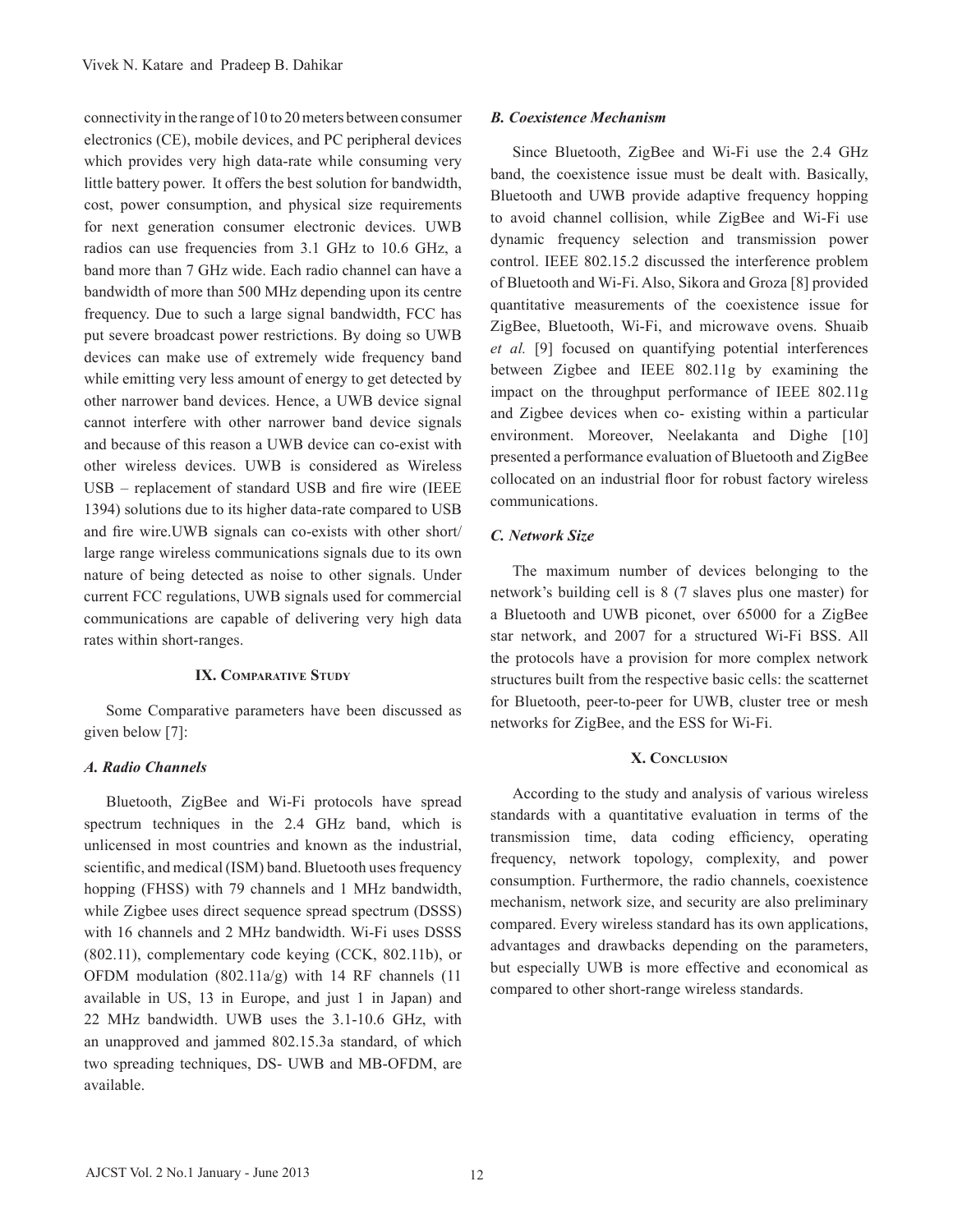connectivity in the range of 10 to 20 meters between consumer electronics (CE), mobile devices, and PC peripheral devices which provides very high data-rate while consuming very little battery power. It offers the best solution for bandwidth, cost, power consumption, and physical size requirements for next generation consumer electronic devices. UWB radios can use frequencies from 3.1 GHz to 10.6 GHz, a band more than 7 GHz wide. Each radio channel can have a bandwidth of more than 500 MHz depending upon its centre frequency. Due to such a large signal bandwidth, FCC has put severe broadcast power restrictions. By doing so UWB devices can make use of extremely wide frequency band while emitting very less amount of energy to get detected by other narrower band devices. Hence, a UWB device signal cannot interfere with other narrower band device signals and because of this reason a UWB device can co-exist with other wireless devices. UWB is considered as Wireless USB – replacement of standard USB and fire wire (IEEE 1394) solutions due to its higher data-rate compared to USB and fire wire.UWB signals can co-exists with other short/ large range wireless communications signals due to its own nature of being detected as noise to other signals. Under current FCC regulations, UWB signals used for commercial communications are capable of delivering very high data rates within short-ranges.

## IX. Comparative Study

Some Comparative parameters have been discussed as given below [7]:

### *A. Radio Channels*

Bluetooth, ZigBee and Wi-Fi protocols have spread spectrum techniques in the 2.4 GHz band, which is unlicensed in most countries and known as the industrial, scientific, and medical (ISM) band. Bluetooth uses frequency hopping (FHSS) with 79 channels and 1 MHz bandwidth, while Zigbee uses direct sequence spread spectrum (DSSS) with 16 channels and 2 MHz bandwidth. Wi-Fi uses DSSS (802.11), complementary code keying (CCK, 802.11b), or OFDM modulation (802.11a/g) with 14 RF channels (11 available in US, 13 in Europe, and just 1 in Japan) and 22 MHz bandwidth. UWB uses the 3.1-10.6 GHz, with an unapproved and jammed 802.15.3a standard, of which two spreading techniques, DS- UWB and MB-OFDM, are available.

### *B. Coexistence Mechanism*

Since Bluetooth, ZigBee and Wi-Fi use the 2.4 GHz band, the coexistence issue must be dealt with. Basically, Bluetooth and UWB provide adaptive frequency hopping to avoid channel collision, while ZigBee and Wi-Fi use dynamic frequency selection and transmission power control. IEEE 802.15.2 discussed the interference problem of Bluetooth and Wi-Fi. Also, Sikora and Groza [8] provided quantitative measurements of the coexistence issue for ZigBee, Bluetooth, Wi-Fi, and microwave ovens. Shuaib *et al.* [9] focused on quantifying potential interferences between Zigbee and IEEE 802.11g by examining the impact on the throughput performance of IEEE 802.11g and Zigbee devices when co- existing within a particular environment. Moreover, Neelakanta and Dighe [10] presented a performance evaluation of Bluetooth and ZigBee collocated on an industrial floor for robust factory wireless communications.

### *C. Network Size*

The maximum number of devices belonging to the network's building cell is 8 (7 slaves plus one master) for a Bluetooth and UWB piconet, over 65000 for a ZigBee star network, and 2007 for a structured Wi-Fi BSS. All the protocols have a provision for more complex network structures built from the respective basic cells: the scatternet for Bluetooth, peer-to-peer for UWB, cluster tree or mesh networks for ZigBee, and the ESS for Wi-Fi.

## X. Conclusion

According to the study and analysis of various wireless standards with a quantitative evaluation in terms of the transmission time, data coding efficiency, operating frequency, network topology, complexity, and power consumption. Furthermore, the radio channels, coexistence mechanism, network size, and security are also preliminary compared. Every wireless standard has its own applications, advantages and drawbacks depending on the parameters, but especially UWB is more effective and economical as compared to other short-range wireless standards.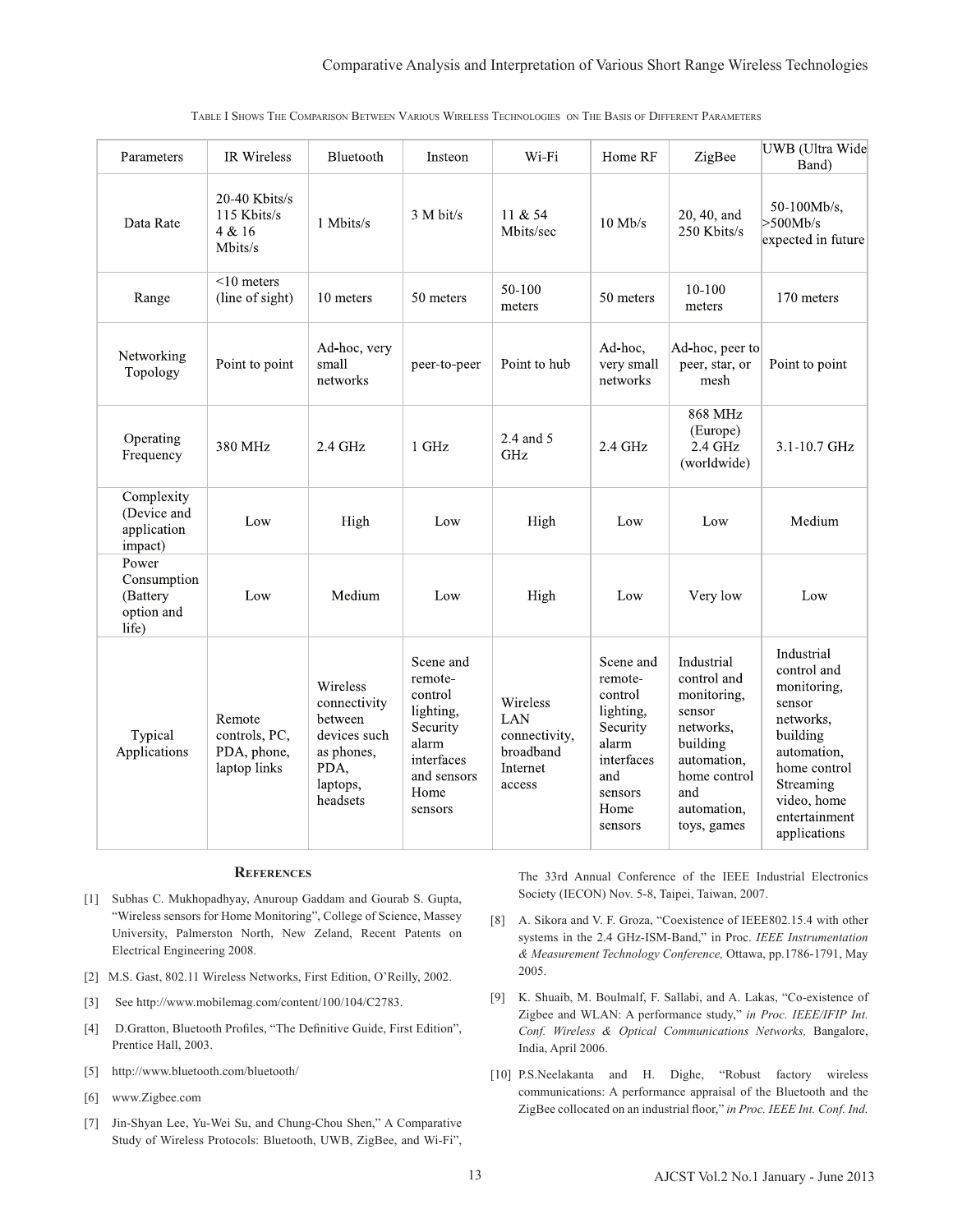Table I Shows The Comparison Between Various Wireless Technologies on The Basis of Different Parameters

| Parameters | IR Wireless | Bluetooth | Insteon | Wi-Fi | Home RF | ZigBee | UWB (Ultra Wide Band) |
|---|---|---|---|---|---|---|---|
| Data Rate | 20-40 Kbits/s 115 Kbits/s 4 & 16 Mbits/s | 1 Mbits/s | 3 M bit/s | 11 & 54 Mbits/sec | 10 Mb/s | 20, 40, and 250 Kbits/s | 50-100Mb/s, >500Mb/s expected in future |
| Range | <10 meters (line of sight) | 10 meters | 50 meters | 50-100 meters | 50 meters | 10-100 meters | 170 meters |
| Networking Topology | Point to point | Ad-hoc, very small networks | peer-to-peer | Point to hub | Ad-hoc, very small networks | Ad-hoc, peer to peer, star, or mesh | Point to point |
| Operating Frequency | 380 MHz | 2.4 GHz | 1 GHz | 2.4 and 5 GHz | 2.4 GHz | 868 MHz (Europe) 2.4 GHz (worldwide) | 3.1-10.7 GHz |
| Complexity (Device and application impact) | Low | High | Low | High | Low | Low | Medium |
| Power Consumption (Battery option and life) | Low | Medium | Low | High | Low | Very low | Low |
| Typical Applications | Remote controls, PC, PDA, phone, laptop links | Wireless connectivity between devices such as phones, PDA, laptops, headsets | Scene and remote-control lighting, Security alarm interfaces and sensors Home sensors | Wireless LAN connectivity, broadband Internet access | Scene and remote-control lighting, Security alarm interfaces and sensors Home sensors | Industrial control and monitoring, sensor networks, building automation, home control and automation, toys, games | Industrial control and monitoring, sensor networks, building automation, home control Streaming video, home entertainment applications |

## References

[1] Subhas C. Mukhopadhyay, Anuroup Gaddam and Gourab S. Gupta, "Wireless sensors for Home Monitoring", College of Science, Massey University, Palmerston North, New Zeland, Recent Patents on Electrical Engineering 2008.

[2] M.S. Gast, 802.11 Wireless Networks, First Edition, O'Reilly, 2002.

[3] See http://www.mobilemag.com/content/100/104/C2783.

[4] D.Gratton, Bluetooth Profiles, "The Definitive Guide, First Edition", Prentice Hall, 2003.

[5] http://www.bluetooth.com/bluetooth/

[6] www.Zigbee.com

[7] Jin-Shyan Lee, Yu-Wei Su, and Chung-Chou Shen," A Comparative Study of Wireless Protocols: Bluetooth, UWB, ZigBee, and Wi-Fi", The 33rd Annual Conference of the IEEE Industrial Electronics Society (IECON) Nov. 5-8, Taipei, Taiwan, 2007.

[8] A. Sikora and V. F. Groza, "Coexistence of IEEE802.15.4 with other systems in the 2.4 GHz-ISM-Band," in Proc. *IEEE Instrumentation & Measurement Technology Conference,* Ottawa, pp.1786-1791, May 2005.

[9] K. Shuaib, M. Boulmalf, F. Sallabi, and A. Lakas, "Co-existence of Zigbee and WLAN: A performance study," *in Proc. IEEE/IFIP Int. Conf. Wireless & Optical Communications Networks,* Bangalore, India, April 2006.

[10] P.S.Neelakanta and H. Dighe, "Robust factory wireless communications: A performance appraisal of the Bluetooth and the ZigBee collocated on an industrial floor," *in Proc. IEEE Int. Conf. Ind.*